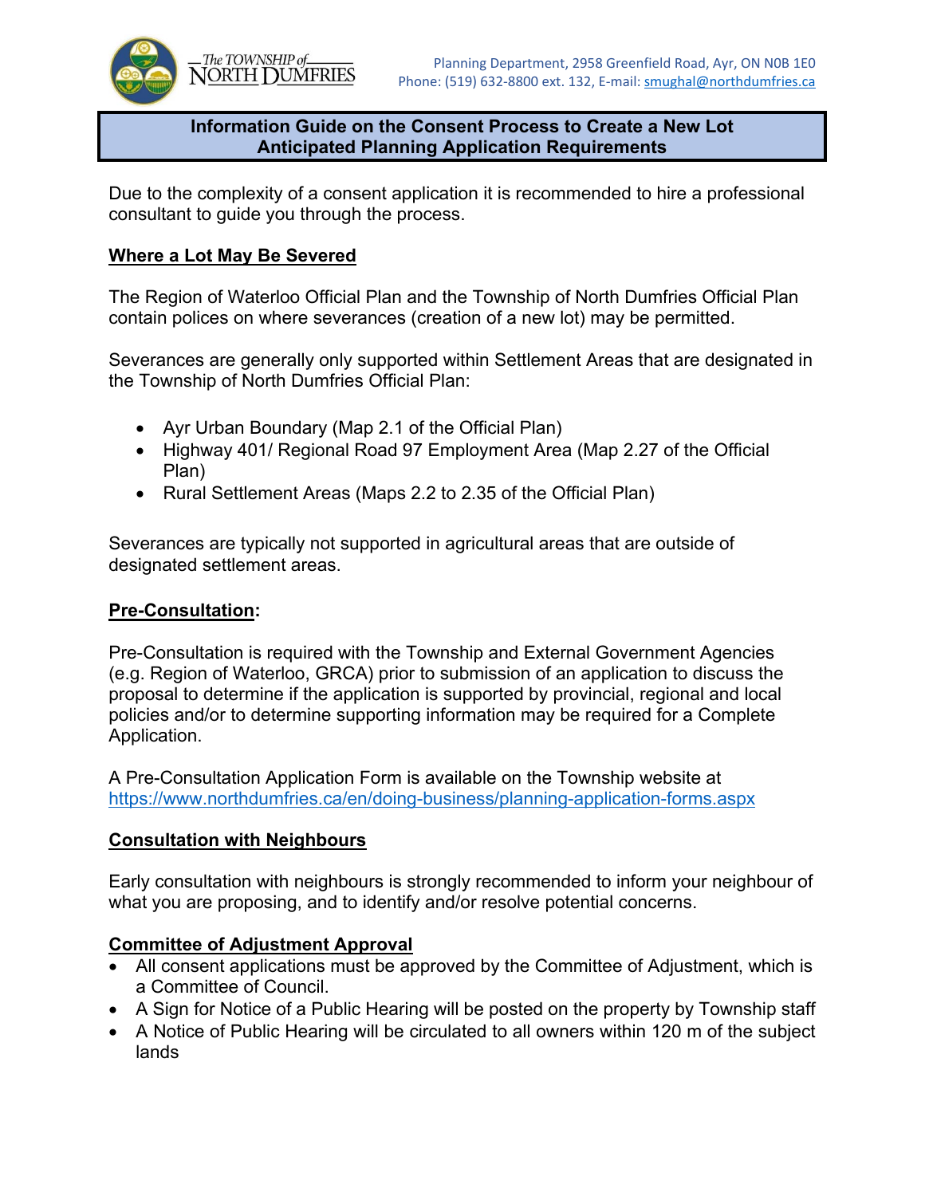The TOWNSHIP of NORTH DUMFRIES

Planning Department, 2958 Greenfield Road, Ayr, ON N0B 1E0
Phone: (519) 632-8800 ext. 132, E-mail: smughal@northdumfries.ca

# Information Guide on the Consent Process to Create a New Lot
## Anticipated Planning Application Requirements

Due to the complexity of a consent application it is recommended to hire a professional consultant to guide you through the process.

### Where a Lot May Be Severed

The Region of Waterloo Official Plan and the Township of North Dumfries Official Plan contain polices on where severances (creation of a new lot) may be permitted.

Severances are generally only supported within Settlement Areas that are designated in the Township of North Dumfries Official Plan:

- Ayr Urban Boundary (Map 2.1 of the Official Plan)
- Highway 401/ Regional Road 97 Employment Area (Map 2.27 of the Official Plan)
- Rural Settlement Areas (Maps 2.2 to 2.35 of the Official Plan)

Severances are typically not supported in agricultural areas that are outside of designated settlement areas.

### Pre-Consultation:

Pre-Consultation is required with the Township and External Government Agencies (e.g. Region of Waterloo, GRCA) prior to submission of an application to discuss the proposal to determine if the application is supported by provincial, regional and local policies and/or to determine supporting information may be required for a Complete Application.

A Pre-Consultation Application Form is available on the Township website at https://www.northdumfries.ca/en/doing-business/planning-application-forms.aspx

### Consultation with Neighbours

Early consultation with neighbours is strongly recommended to inform your neighbour of what you are proposing, and to identify and/or resolve potential concerns.

### Committee of Adjustment Approval

- All consent applications must be approved by the Committee of Adjustment, which is a Committee of Council.
- A Sign for Notice of a Public Hearing will be posted on the property by Township staff
- A Notice of Public Hearing will be circulated to all owners within 120 m of the subject lands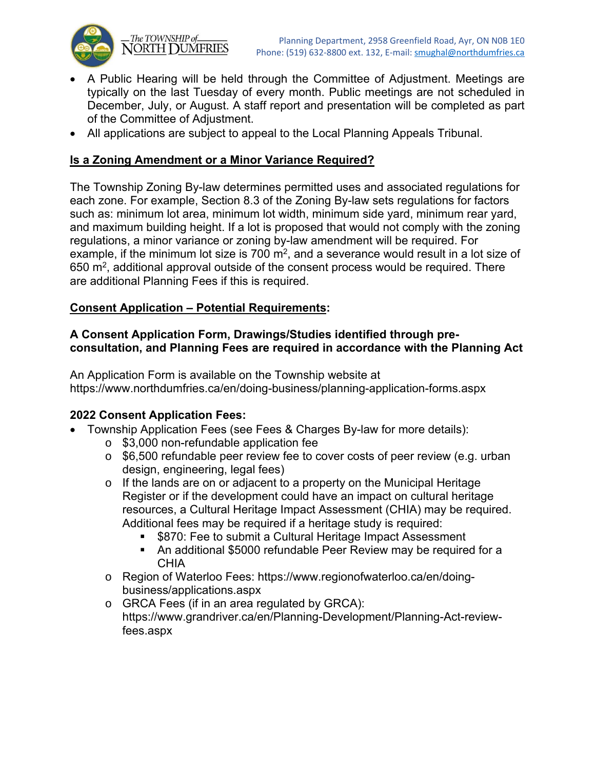- A Public Hearing will be held through the Committee of Adjustment. Meetings are typically on the last Tuesday of every month. Public meetings are not scheduled in December, July, or August. A staff report and presentation will be completed as part of the Committee of Adjustment.
- All applications are subject to appeal to the Local Planning Appeals Tribunal.

## Is a Zoning Amendment or a Minor Variance Required?

The Township Zoning By-law determines permitted uses and associated regulations for each zone. For example, Section 8.3 of the Zoning By-law sets regulations for factors such as: minimum lot area, minimum lot width, minimum side yard, minimum rear yard, and maximum building height. If a lot is proposed that would not comply with the zoning regulations, a minor variance or zoning by-law amendment will be required. For example, if the minimum lot size is 700 $m^2$, and a severance would result in a lot size of 650 $m^2$, additional approval outside of the consent process would be required. There are additional Planning Fees if this is required.

## Consent Application – Potential Requirements:

**A Consent Application Form, Drawings/Studies identified through pre-consultation, and Planning Fees are required in accordance with the Planning Act**

An Application Form is available on the Township website at https://www.northdumfries.ca/en/doing-business/planning-application-forms.aspx

**2022 Consent Application Fees:**

- Township Application Fees (see Fees & Charges By-law for more details):
  - $3,000 non-refundable application fee
  - $6,500 refundable peer review fee to cover costs of peer review (e.g. urban design, engineering, legal fees)
  - If the lands are on or adjacent to a property on the Municipal Heritage Register or if the development could have an impact on cultural heritage resources, a Cultural Heritage Impact Assessment (CHIA) may be required. Additional fees may be required if a heritage study is required:
    - $870: Fee to submit a Cultural Heritage Impact Assessment
    - An additional $5000 refundable Peer Review may be required for a CHIA
  - Region of Waterloo Fees: https://www.regionofwaterloo.ca/en/doing-business/applications.aspx
  - GRCA Fees (if in an area regulated by GRCA): https://www.grandriver.ca/en/Planning-Development/Planning-Act-review-fees.aspx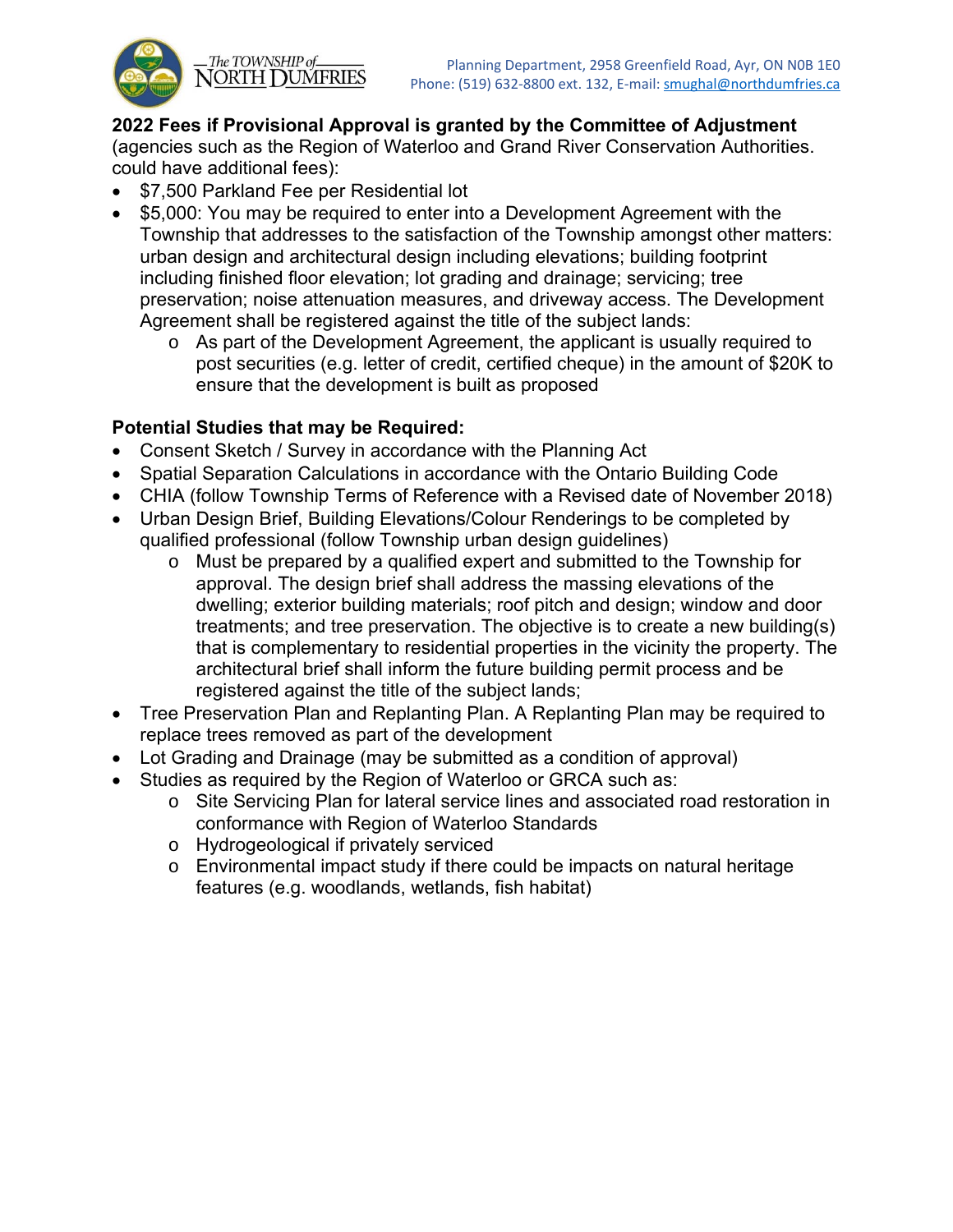**2022 Fees if Provisional Approval is granted by the Committee of Adjustment** (agencies such as the Region of Waterloo and Grand River Conservation Authorities. could have additional fees):

- $7,500 Parkland Fee per Residential lot
- $5,000: You may be required to enter into a Development Agreement with the Township that addresses to the satisfaction of the Township amongst other matters: urban design and architectural design including elevations; building footprint including finished floor elevation; lot grading and drainage; servicing; tree preservation; noise attenuation measures, and driveway access. The Development Agreement shall be registered against the title of the subject lands:
  - As part of the Development Agreement, the applicant is usually required to post securities (e.g. letter of credit, certified cheque) in the amount of $20K to ensure that the development is built as proposed

**Potential Studies that may be Required:**

- Consent Sketch / Survey in accordance with the Planning Act
- Spatial Separation Calculations in accordance with the Ontario Building Code
- CHIA (follow Township Terms of Reference with a Revised date of November 2018)
- Urban Design Brief, Building Elevations/Colour Renderings to be completed by qualified professional (follow Township urban design guidelines)
  - Must be prepared by a qualified expert and submitted to the Township for approval. The design brief shall address the massing elevations of the dwelling; exterior building materials; roof pitch and design; window and door treatments; and tree preservation. The objective is to create a new building(s) that is complementary to residential properties in the vicinity the property. The architectural brief shall inform the future building permit process and be registered against the title of the subject lands;
- Tree Preservation Plan and Replanting Plan. A Replanting Plan may be required to replace trees removed as part of the development
- Lot Grading and Drainage (may be submitted as a condition of approval)
- Studies as required by the Region of Waterloo or GRCA such as:
  - Site Servicing Plan for lateral service lines and associated road restoration in conformance with Region of Waterloo Standards
  - Hydrogeological if privately serviced
  - Environmental impact study if there could be impacts on natural heritage features (e.g. woodlands, wetlands, fish habitat)